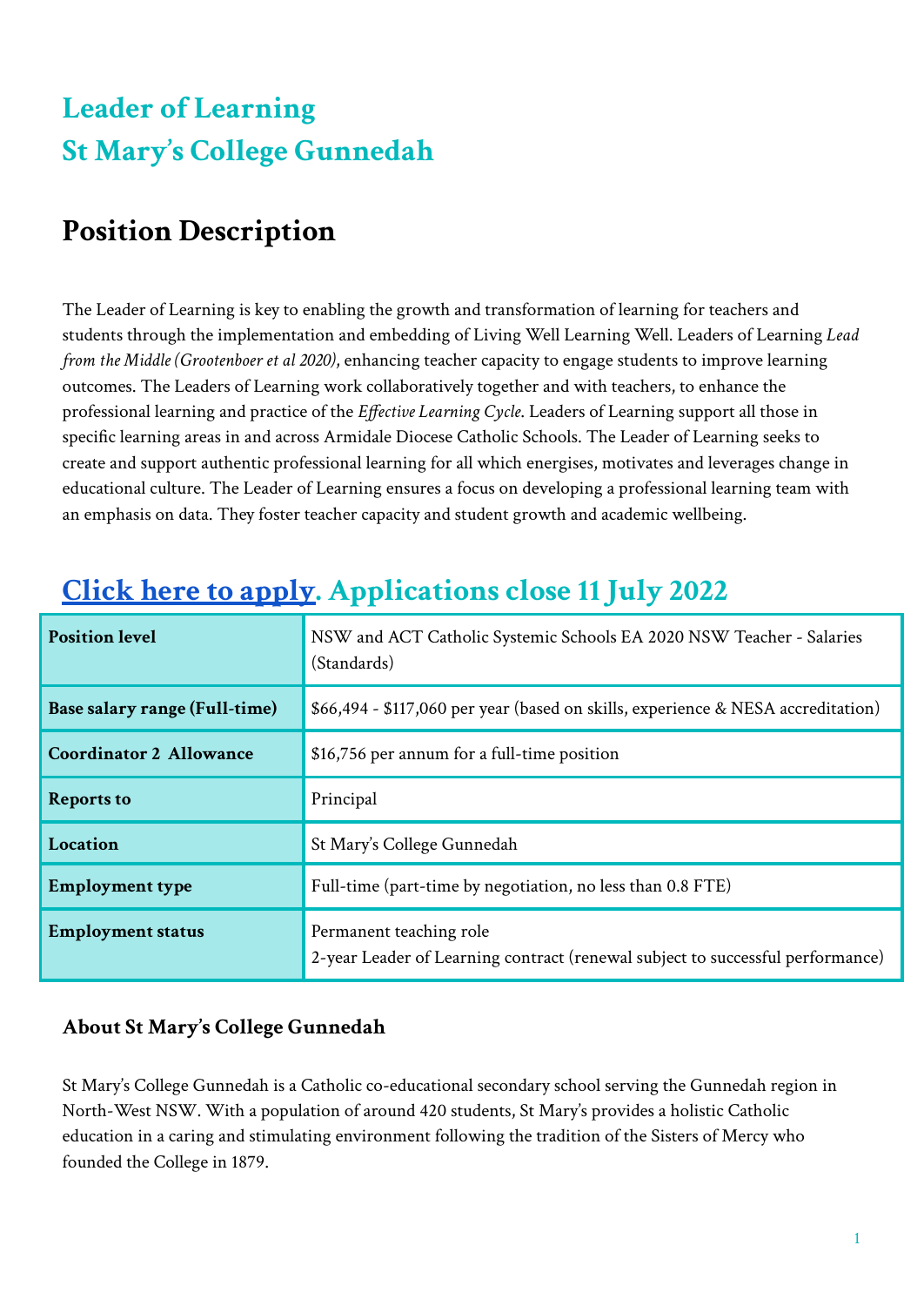# Leader of Learning
# St Mary's College Gunnedah

## Position Description

The Leader of Learning is key to enabling the growth and transformation of learning for teachers and students through the implementation and embedding of Living Well Learning Well. Leaders of Learning *Lead from the Middle (Grootenboer et al 2020)*, enhancing teacher capacity to engage students to improve learning outcomes. The Leaders of Learning work collaboratively together and with teachers, to enhance the professional learning and practice of the *Effective Learning Cycle*. Leaders of Learning support all those in specific learning areas in and across Armidale Diocese Catholic Schools. The Leader of Learning seeks to create and support authentic professional learning for all which energises, motivates and leverages change in educational culture. The Leader of Learning ensures a focus on developing a professional learning team with an emphasis on data. They foster teacher capacity and student growth and academic wellbeing.

## Click here to apply. Applications close 11 July 2022

| | |
|---|---|
| **Position level** | NSW and ACT Catholic Systemic Schools EA 2020 NSW Teacher - Salaries (Standards) |
| **Base salary range (Full-time)** | $66,494 - $117,060 per year (based on skills, experience & NESA accreditation) |
| **Coordinator 2 Allowance** | $16,756 per annum for a full-time position |
| **Reports to** | Principal |
| **Location** | St Mary's College Gunnedah |
| **Employment type** | Full-time (part-time by negotiation, no less than 0.8 FTE) |
| **Employment status** | Permanent teaching role<br>2-year Leader of Learning contract (renewal subject to successful performance) |

### About St Mary's College Gunnedah

St Mary's College Gunnedah is a Catholic co-educational secondary school serving the Gunnedah region in North-West NSW. With a population of around 420 students, St Mary's provides a holistic Catholic education in a caring and stimulating environment following the tradition of the Sisters of Mercy who founded the College in 1879.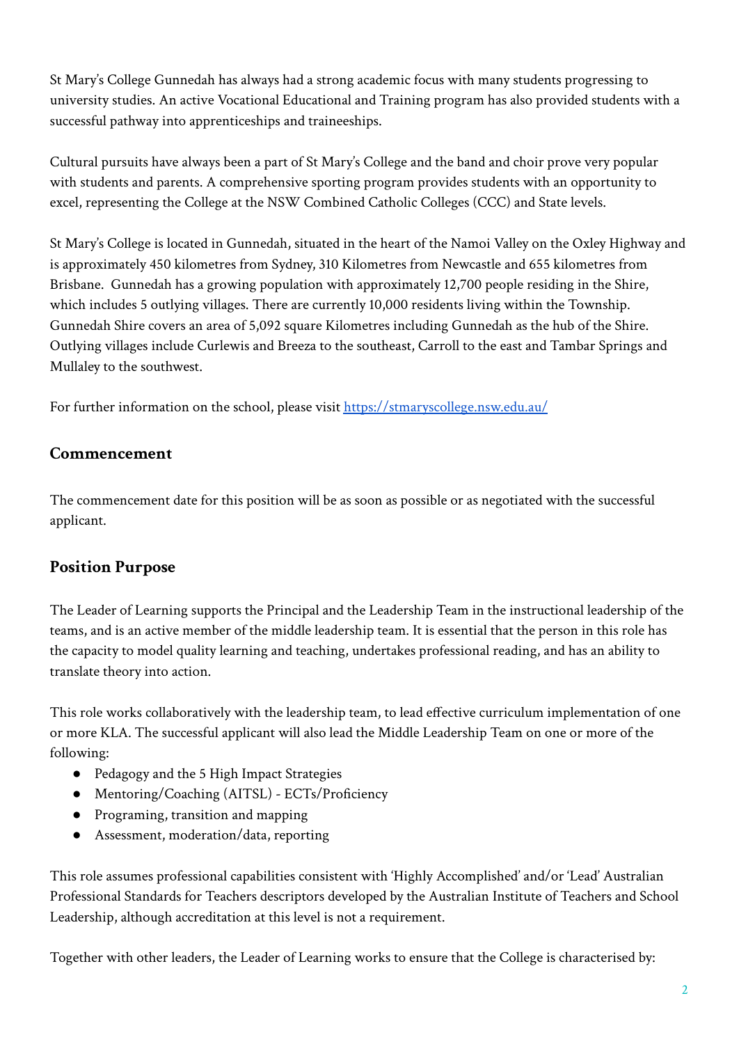St Mary's College Gunnedah has always had a strong academic focus with many students progressing to university studies. An active Vocational Educational and Training program has also provided students with a successful pathway into apprenticeships and traineeships.

Cultural pursuits have always been a part of St Mary's College and the band and choir prove very popular with students and parents. A comprehensive sporting program provides students with an opportunity to excel, representing the College at the NSW Combined Catholic Colleges (CCC) and State levels.

St Mary's College is located in Gunnedah, situated in the heart of the Namoi Valley on the Oxley Highway and is approximately 450 kilometres from Sydney, 310 Kilometres from Newcastle and 655 kilometres from Brisbane. Gunnedah has a growing population with approximately 12,700 people residing in the Shire, which includes 5 outlying villages. There are currently 10,000 residents living within the Township. Gunnedah Shire covers an area of 5,092 square Kilometres including Gunnedah as the hub of the Shire. Outlying villages include Curlewis and Breeza to the southeast, Carroll to the east and Tambar Springs and Mullaley to the southwest.

For further information on the school, please visit [https://stmaryscollege.nsw.edu.au/](https://stmaryscollege.nsw.edu.au/)

## Commencement

The commencement date for this position will be as soon as possible or as negotiated with the successful applicant.

## Position Purpose

The Leader of Learning supports the Principal and the Leadership Team in the instructional leadership of the teams, and is an active member of the middle leadership team. It is essential that the person in this role has the capacity to model quality learning and teaching, undertakes professional reading, and has an ability to translate theory into action.

This role works collaboratively with the leadership team, to lead effective curriculum implementation of one or more KLA. The successful applicant will also lead the Middle Leadership Team on one or more of the following:

- Pedagogy and the 5 High Impact Strategies
- Mentoring/Coaching (AITSL) - ECTs/Proficiency
- Programing, transition and mapping
- Assessment, moderation/data, reporting

This role assumes professional capabilities consistent with 'Highly Accomplished' and/or 'Lead' Australian Professional Standards for Teachers descriptors developed by the Australian Institute of Teachers and School Leadership, although accreditation at this level is not a requirement.

Together with other leaders, the Leader of Learning works to ensure that the College is characterised by: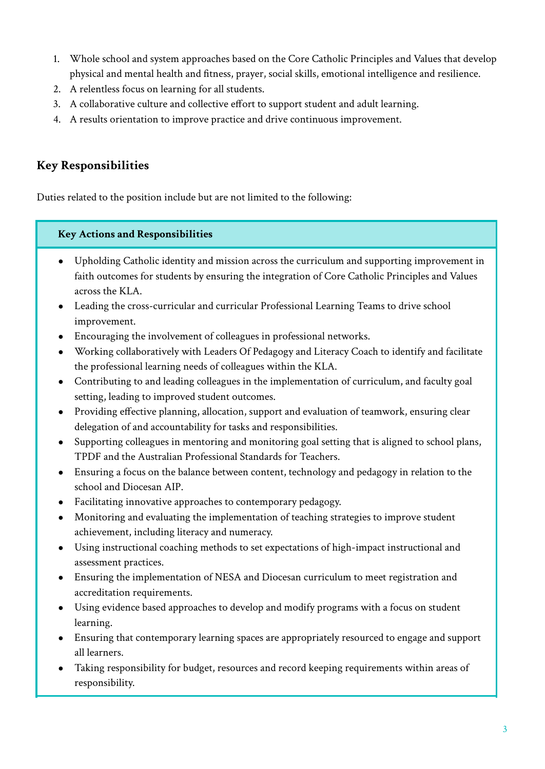1. Whole school and system approaches based on the Core Catholic Principles and Values that develop physical and mental health and fitness, prayer, social skills, emotional intelligence and resilience.
2. A relentless focus on learning for all students.
3. A collaborative culture and collective effort to support student and adult learning.
4. A results orientation to improve practice and drive continuous improvement.

## Key Responsibilities

Duties related to the position include but are not limited to the following:

| Key Actions and Responsibilities |
| --- |
| • Upholding Catholic identity and mission across the curriculum and supporting improvement in faith outcomes for students by ensuring the integration of Core Catholic Principles and Values across the KLA.<br>• Leading the cross-curricular and curricular Professional Learning Teams to drive school improvement.<br>• Encouraging the involvement of colleagues in professional networks.<br>• Working collaboratively with Leaders Of Pedagogy and Literacy Coach to identify and facilitate the professional learning needs of colleagues within the KLA.<br>• Contributing to and leading colleagues in the implementation of curriculum, and faculty goal setting, leading to improved student outcomes.<br>• Providing effective planning, allocation, support and evaluation of teamwork, ensuring clear delegation of and accountability for tasks and responsibilities.<br>• Supporting colleagues in mentoring and monitoring goal setting that is aligned to school plans, TPDF and the Australian Professional Standards for Teachers.<br>• Ensuring a focus on the balance between content, technology and pedagogy in relation to the school and Diocesan AIP.<br>• Facilitating innovative approaches to contemporary pedagogy.<br>• Monitoring and evaluating the implementation of teaching strategies to improve student achievement, including literacy and numeracy.<br>• Using instructional coaching methods to set expectations of high-impact instructional and assessment practices.<br>• Ensuring the implementation of NESA and Diocesan curriculum to meet registration and accreditation requirements.<br>• Using evidence based approaches to develop and modify programs with a focus on student learning.<br>• Ensuring that contemporary learning spaces are appropriately resourced to engage and support all learners.<br>• Taking responsibility for budget, resources and record keeping requirements within areas of responsibility. |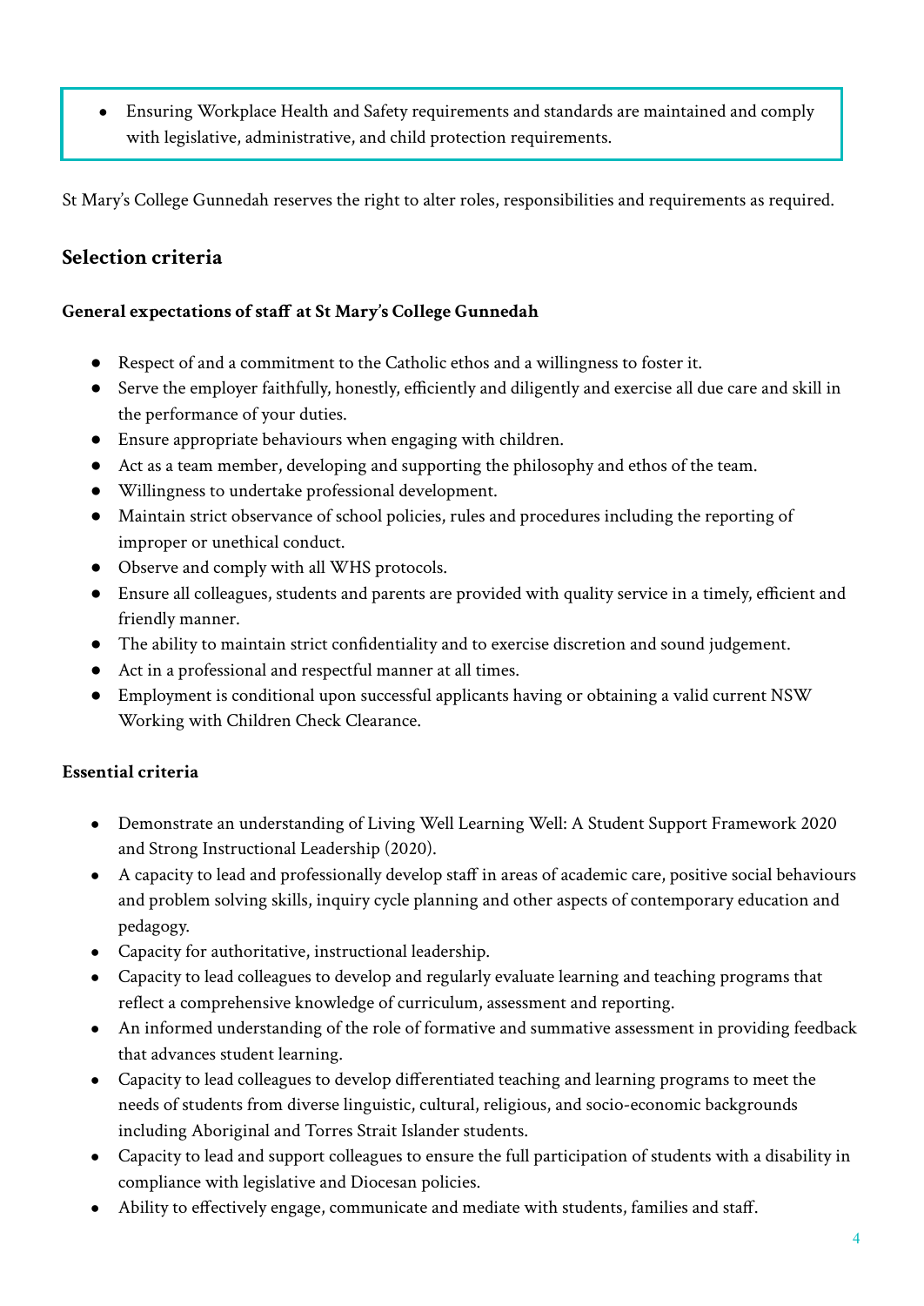- Ensuring Workplace Health and Safety requirements and standards are maintained and comply with legislative, administrative, and child protection requirements.

St Mary's College Gunnedah reserves the right to alter roles, responsibilities and requirements as required.

## Selection criteria

**General expectations of staff at St Mary's College Gunnedah**

- Respect of and a commitment to the Catholic ethos and a willingness to foster it.
- Serve the employer faithfully, honestly, efficiently and diligently and exercise all due care and skill in the performance of your duties.
- Ensure appropriate behaviours when engaging with children.
- Act as a team member, developing and supporting the philosophy and ethos of the team.
- Willingness to undertake professional development.
- Maintain strict observance of school policies, rules and procedures including the reporting of improper or unethical conduct.
- Observe and comply with all WHS protocols.
- Ensure all colleagues, students and parents are provided with quality service in a timely, efficient and friendly manner.
- The ability to maintain strict confidentiality and to exercise discretion and sound judgement.
- Act in a professional and respectful manner at all times.
- Employment is conditional upon successful applicants having or obtaining a valid current NSW Working with Children Check Clearance.

**Essential criteria**

- Demonstrate an understanding of Living Well Learning Well: A Student Support Framework 2020 and Strong Instructional Leadership (2020).
- A capacity to lead and professionally develop staff in areas of academic care, positive social behaviours and problem solving skills, inquiry cycle planning and other aspects of contemporary education and pedagogy.
- Capacity for authoritative, instructional leadership.
- Capacity to lead colleagues to develop and regularly evaluate learning and teaching programs that reflect a comprehensive knowledge of curriculum, assessment and reporting.
- An informed understanding of the role of formative and summative assessment in providing feedback that advances student learning.
- Capacity to lead colleagues to develop differentiated teaching and learning programs to meet the needs of students from diverse linguistic, cultural, religious, and socio-economic backgrounds including Aboriginal and Torres Strait Islander students.
- Capacity to lead and support colleagues to ensure the full participation of students with a disability in compliance with legislative and Diocesan policies.
- Ability to effectively engage, communicate and mediate with students, families and staff.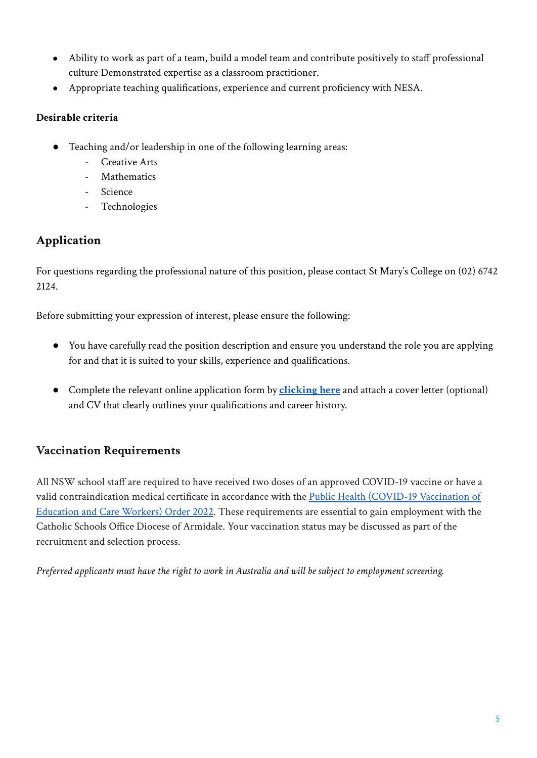- Ability to work as part of a team, build a model team and contribute positively to staff professional culture Demonstrated expertise as a classroom practitioner.
- Appropriate teaching qualifications, experience and current proficiency with NESA.

**Desirable criteria**

- Teaching and/or leadership in one of the following learning areas:
    - Creative Arts
    - Mathematics
    - Science
    - Technologies

## Application

For questions regarding the professional nature of this position, please contact St Mary's College on (02) 6742 2124.

Before submitting your expression of interest, please ensure the following:

- You have carefully read the position description and ensure you understand the role you are applying for and that it is suited to your skills, experience and qualifications.

- Complete the relevant online application form by **clicking here** and attach a cover letter (optional) and CV that clearly outlines your qualifications and career history.

## Vaccination Requirements

All NSW school staff are required to have received two doses of an approved COVID-19 vaccine or have a valid contraindication medical certificate in accordance with the Public Health (COVID-19 Vaccination of Education and Care Workers) Order 2022. These requirements are essential to gain employment with the Catholic Schools Office Diocese of Armidale. Your vaccination status may be discussed as part of the recruitment and selection process.

*Preferred applicants must have the right to work in Australia and will be subject to employment screening.*